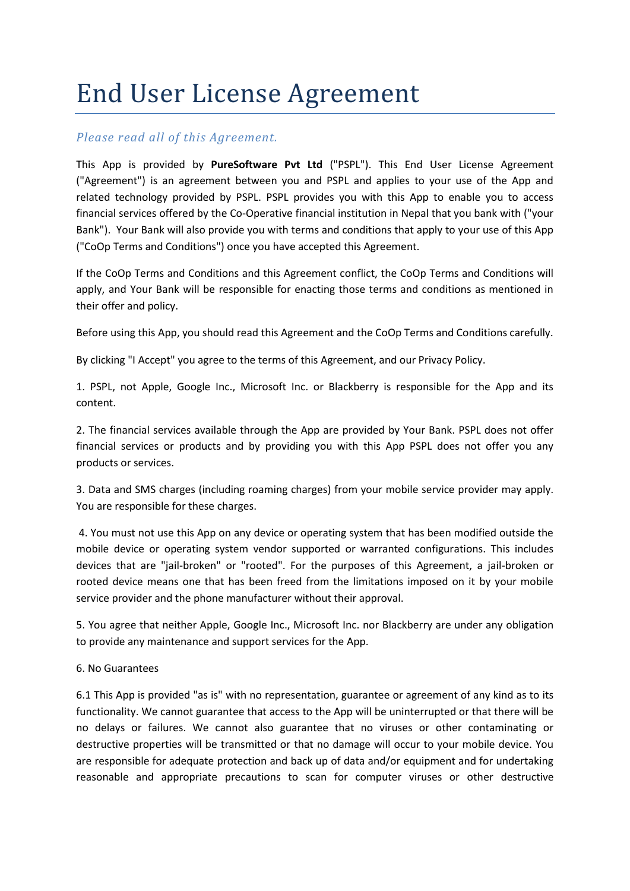# End User License Agreement

*Please read all of this Agreement.*

This App is provided by **PureSoftware Pvt Ltd** ("PSPL"). This End User License Agreement ("Agreement") is an agreement between you and PSPL and applies to your use of the App and related technology provided by PSPL. PSPL provides you with this App to enable you to access financial services offered by the Co-Operative financial institution in Nepal that you bank with ("your Bank"). Your Bank will also provide you with terms and conditions that apply to your use of this App ("CoOp Terms and Conditions") once you have accepted this Agreement.

If the CoOp Terms and Conditions and this Agreement conflict, the CoOp Terms and Conditions will apply, and Your Bank will be responsible for enacting those terms and conditions as mentioned in their offer and policy.

Before using this App, you should read this Agreement and the CoOp Terms and Conditions carefully.

By clicking "I Accept" you agree to the terms of this Agreement, and our Privacy Policy.

1. PSPL, not Apple, Google Inc., Microsoft Inc. or Blackberry is responsible for the App and its content.

2. The financial services available through the App are provided by Your Bank. PSPL does not offer financial services or products and by providing you with this App PSPL does not offer you any products or services.

3. Data and SMS charges (including roaming charges) from your mobile service provider may apply. You are responsible for these charges.

4. You must not use this App on any device or operating system that has been modified outside the mobile device or operating system vendor supported or warranted configurations. This includes devices that are "jail-broken" or "rooted". For the purposes of this Agreement, a jail-broken or rooted device means one that has been freed from the limitations imposed on it by your mobile service provider and the phone manufacturer without their approval.

5. You agree that neither Apple, Google Inc., Microsoft Inc. nor Blackberry are under any obligation to provide any maintenance and support services for the App.

6. No Guarantees

6.1 This App is provided "as is" with no representation, guarantee or agreement of any kind as to its functionality. We cannot guarantee that access to the App will be uninterrupted or that there will be no delays or failures. We cannot also guarantee that no viruses or other contaminating or destructive properties will be transmitted or that no damage will occur to your mobile device. You are responsible for adequate protection and back up of data and/or equipment and for undertaking reasonable and appropriate precautions to scan for computer viruses or other destructive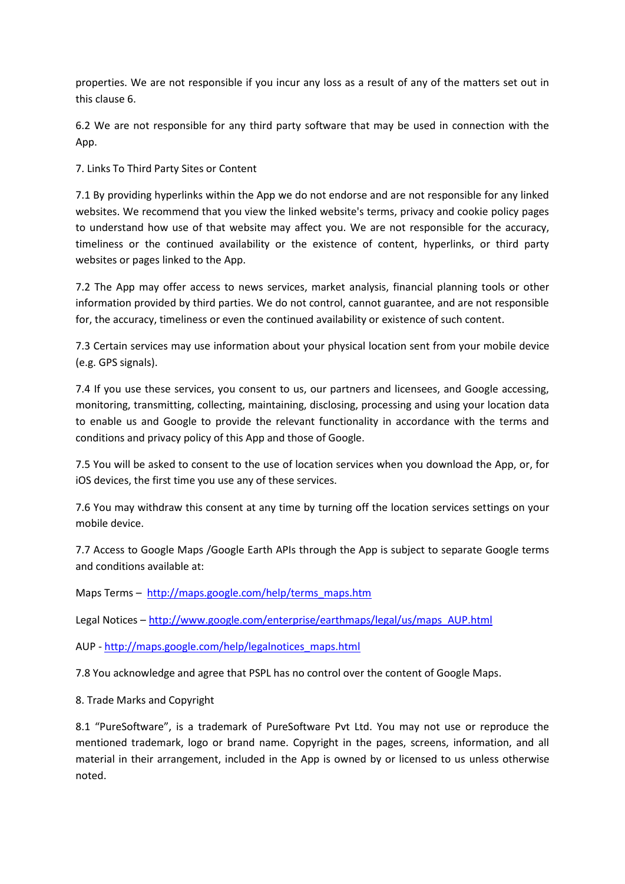properties. We are not responsible if you incur any loss as a result of any of the matters set out in this clause 6.

6.2 We are not responsible for any third party software that may be used in connection with the App.

7. Links To Third Party Sites or Content

7.1 By providing hyperlinks within the App we do not endorse and are not responsible for any linked websites. We recommend that you view the linked website's terms, privacy and cookie policy pages to understand how use of that website may affect you. We are not responsible for the accuracy, timeliness or the continued availability or the existence of content, hyperlinks, or third party websites or pages linked to the App.

7.2 The App may offer access to news services, market analysis, financial planning tools or other information provided by third parties. We do not control, cannot guarantee, and are not responsible for, the accuracy, timeliness or even the continued availability or existence of such content.

7.3 Certain services may use information about your physical location sent from your mobile device (e.g. GPS signals).

7.4 If you use these services, you consent to us, our partners and licensees, and Google accessing, monitoring, transmitting, collecting, maintaining, disclosing, processing and using your location data to enable us and Google to provide the relevant functionality in accordance with the terms and conditions and privacy policy of this App and those of Google.

7.5 You will be asked to consent to the use of location services when you download the App, or, for iOS devices, the first time you use any of these services.

7.6 You may withdraw this consent at any time by turning off the location services settings on your mobile device.

7.7 Access to Google Maps /Google Earth APIs through the App is subject to separate Google terms and conditions available at:

Maps Terms – [http://maps.google.com/help/terms_maps.htm](http://maps.google.com/help/terms_maps.htm)

Legal Notices – [http://www.google.com/enterprise/earthmaps/legal/us/maps_AUP.html](http://www.google.com/enterprise/earthmaps/legal/us/maps_AUP.html)

AUP - [http://maps.google.com/help/legalnotices_maps.html](http://maps.google.com/help/legalnotices_maps.html)

7.8 You acknowledge and agree that PSPL has no control over the content of Google Maps.

8. Trade Marks and Copyright

8.1 “PureSoftware”, is a trademark of PureSoftware Pvt Ltd. You may not use or reproduce the mentioned trademark, logo or brand name. Copyright in the pages, screens, information, and all material in their arrangement, included in the App is owned by or licensed to us unless otherwise noted.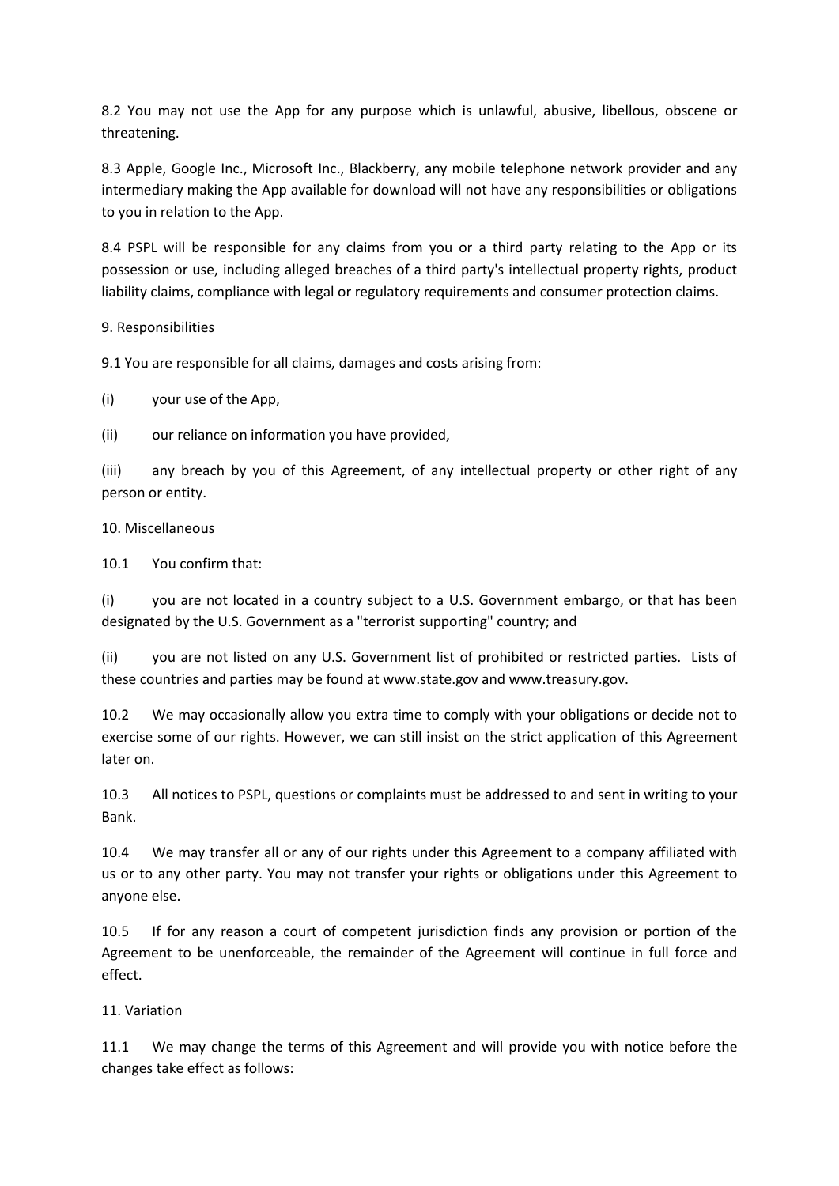8.2 You may not use the App for any purpose which is unlawful, abusive, libellous, obscene or threatening.

8.3 Apple, Google Inc., Microsoft Inc., Blackberry, any mobile telephone network provider and any intermediary making the App available for download will not have any responsibilities or obligations to you in relation to the App.

8.4 PSPL will be responsible for any claims from you or a third party relating to the App or its possession or use, including alleged breaches of a third party's intellectual property rights, product liability claims, compliance with legal or regulatory requirements and consumer protection claims.

9. Responsibilities

9.1 You are responsible for all claims, damages and costs arising from:

(i) your use of the App,

(ii) our reliance on information you have provided,

(iii) any breach by you of this Agreement, of any intellectual property or other right of any person or entity.

10. Miscellaneous

10.1 You confirm that:

(i) you are not located in a country subject to a U.S. Government embargo, or that has been designated by the U.S. Government as a "terrorist supporting" country; and

(ii) you are not listed on any U.S. Government list of prohibited or restricted parties. Lists of these countries and parties may be found at www.state.gov and www.treasury.gov.

10.2 We may occasionally allow you extra time to comply with your obligations or decide not to exercise some of our rights. However, we can still insist on the strict application of this Agreement later on.

10.3 All notices to PSPL, questions or complaints must be addressed to and sent in writing to your Bank.

10.4 We may transfer all or any of our rights under this Agreement to a company affiliated with us or to any other party. You may not transfer your rights or obligations under this Agreement to anyone else.

10.5 If for any reason a court of competent jurisdiction finds any provision or portion of the Agreement to be unenforceable, the remainder of the Agreement will continue in full force and effect.

11. Variation

11.1 We may change the terms of this Agreement and will provide you with notice before the changes take effect as follows: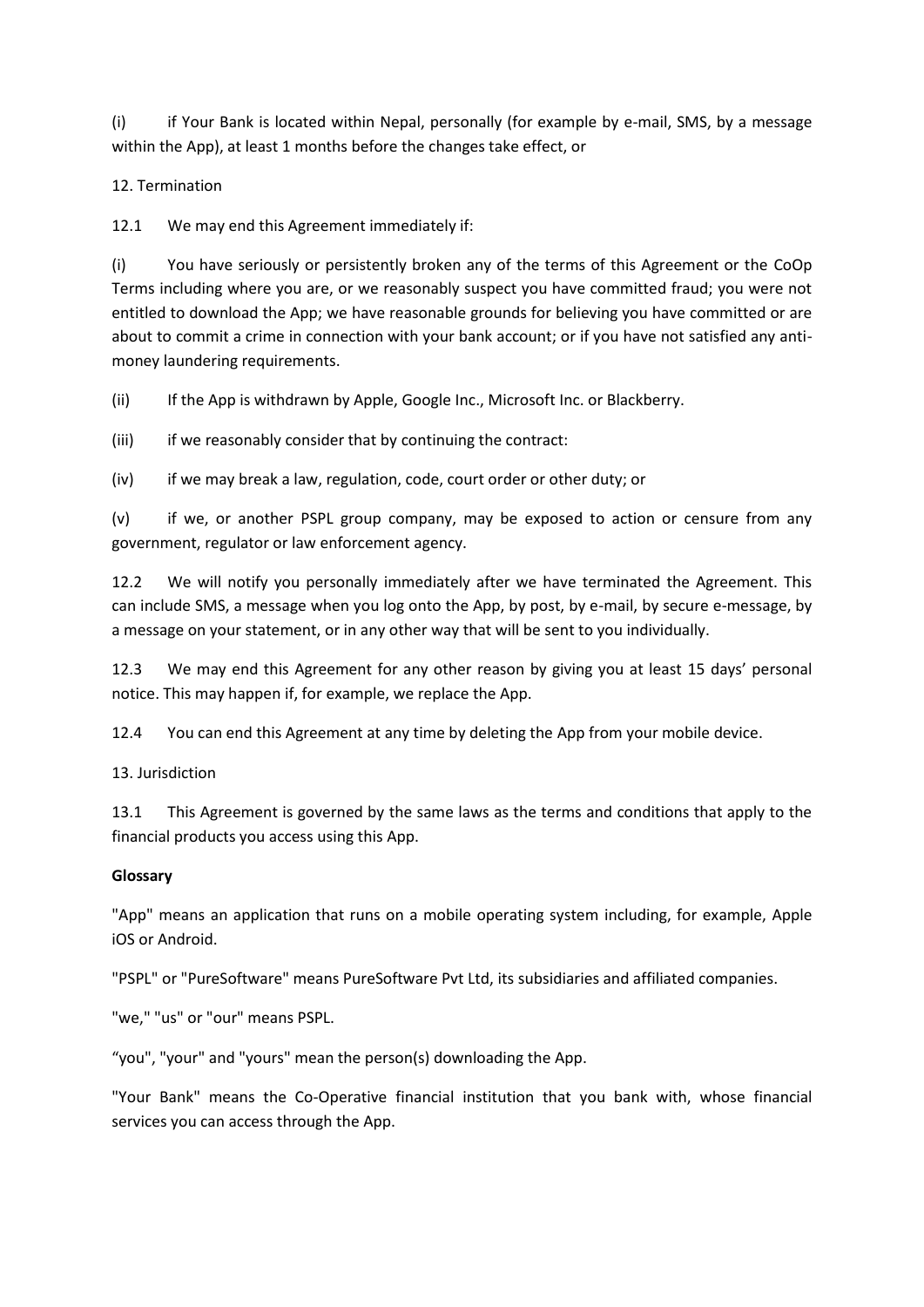(i) if Your Bank is located within Nepal, personally (for example by e-mail, SMS, by a message within the App), at least 1 months before the changes take effect, or

12. Termination

12.1 We may end this Agreement immediately if:

(i) You have seriously or persistently broken any of the terms of this Agreement or the CoOp Terms including where you are, or we reasonably suspect you have committed fraud; you were not entitled to download the App; we have reasonable grounds for believing you have committed or are about to commit a crime in connection with your bank account; or if you have not satisfied any anti-money laundering requirements.

(ii) If the App is withdrawn by Apple, Google Inc., Microsoft Inc. or Blackberry.

(iii) if we reasonably consider that by continuing the contract:

(iv) if we may break a law, regulation, code, court order or other duty; or

(v) if we, or another PSPL group company, may be exposed to action or censure from any government, regulator or law enforcement agency.

12.2 We will notify you personally immediately after we have terminated the Agreement. This can include SMS, a message when you log onto the App, by post, by e-mail, by secure e-message, by a message on your statement, or in any other way that will be sent to you individually.

12.3 We may end this Agreement for any other reason by giving you at least 15 days' personal notice. This may happen if, for example, we replace the App.

12.4 You can end this Agreement at any time by deleting the App from your mobile device.

13. Jurisdiction

13.1 This Agreement is governed by the same laws as the terms and conditions that apply to the financial products you access using this App.

**Glossary**

"App" means an application that runs on a mobile operating system including, for example, Apple iOS or Android.

"PSPL" or "PureSoftware" means PureSoftware Pvt Ltd, its subsidiaries and affiliated companies.

"we," "us" or "our" means PSPL.

"you", "your" and "yours" mean the person(s) downloading the App.

"Your Bank" means the Co-Operative financial institution that you bank with, whose financial services you can access through the App.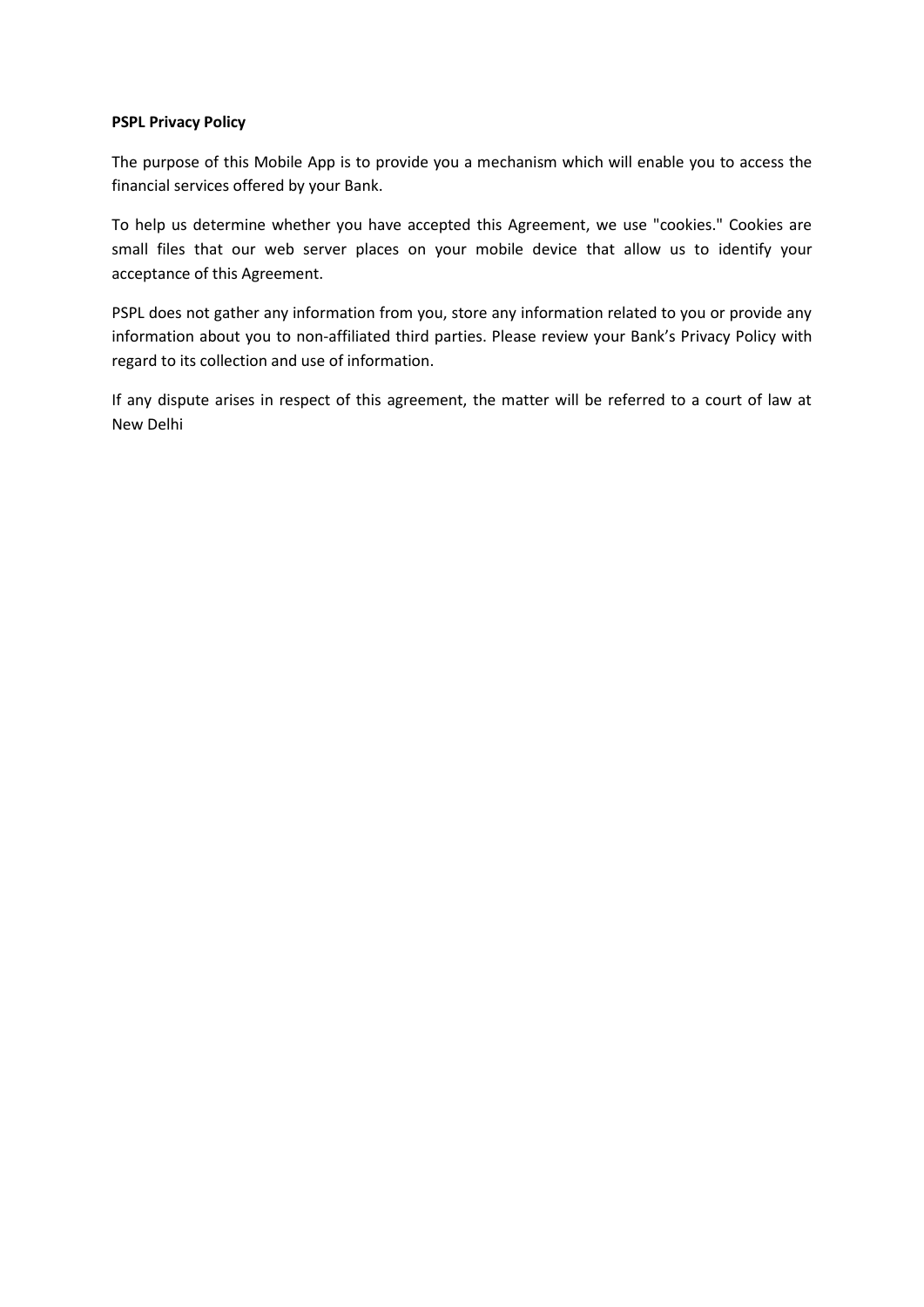**PSPL Privacy Policy**

The purpose of this Mobile App is to provide you a mechanism which will enable you to access the financial services offered by your Bank.

To help us determine whether you have accepted this Agreement, we use "cookies." Cookies are small files that our web server places on your mobile device that allow us to identify your acceptance of this Agreement.

PSPL does not gather any information from you, store any information related to you or provide any information about you to non-affiliated third parties. Please review your Bank's Privacy Policy with regard to its collection and use of information.

If any dispute arises in respect of this agreement, the matter will be referred to a court of law at New Delhi